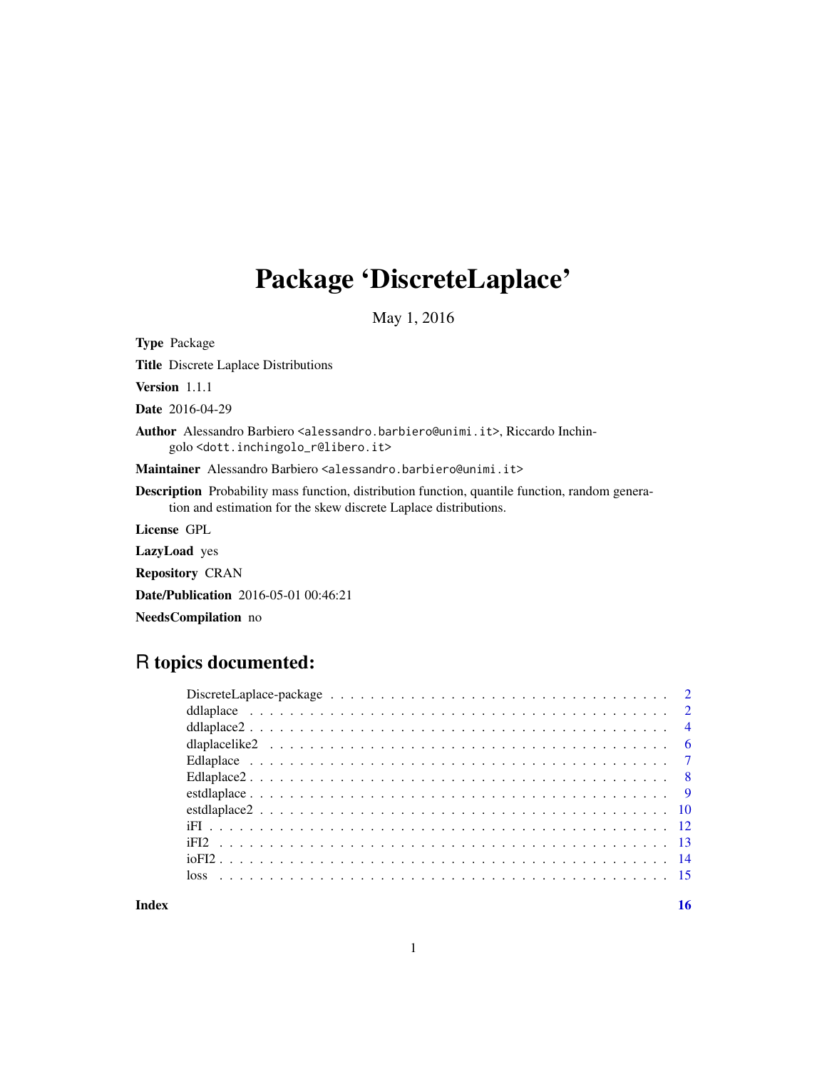# Package 'DiscreteLaplace'

May 1, 2016

**Type** Package

**Title** Discrete Laplace Distributions

**Version** 1.1.1

**Date** 2016-04-29

**Author** Alessandro Barbiero <alessandro.barbiero@unimi.it>, Riccardo Inchingolo <dott.inchingolo_r@libero.it>

**Maintainer** Alessandro Barbiero <alessandro.barbiero@unimi.it>

**Description** Probability mass function, distribution function, quantile function, random generation and estimation for the skew discrete Laplace distributions.

**License** GPL

**LazyLoad** yes

**Repository** CRAN

**Date/Publication** 2016-05-01 00:46:21

**NeedsCompilation** no

## R topics documented:

| | |
|---|---|
| DiscreteLaplace-package | 2 |
| ddlaplace | 2 |
| ddlaplace2 | 4 |
| dlaplacelike2 | 6 |
| Edlaplace | 7 |
| Edlaplace2 | 8 |
| estdlaplace | 9 |
| estdlaplace2 | 10 |
| iFI | 12 |
| iFI2 | 13 |
| ioFI2 | 14 |
| loss | 15 |
| **Index** | **16** |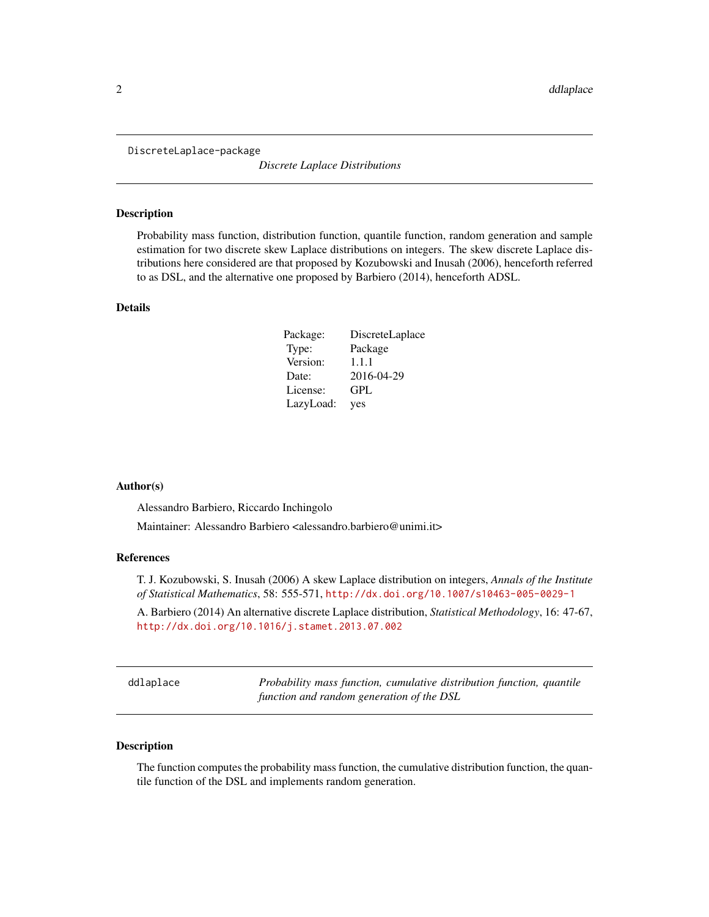DiscreteLaplace-package — *Discrete Laplace Distributions*

## Description

Probability mass function, distribution function, quantile function, random generation and sample estimation for two discrete skew Laplace distributions on integers. The skew discrete Laplace distributions here considered are that proposed by Kozubowski and Inusah (2006), henceforth referred to as DSL, and the alternative one proposed by Barbiero (2014), henceforth ADSL.

## Details

| | |
|---|---|
| Package: | DiscreteLaplace |
| Type: | Package |
| Version: | 1.1.1 |
| Date: | 2016-04-29 |
| License: | GPL |
| LazyLoad: | yes |

## Author(s)

Alessandro Barbiero, Riccardo Inchingolo

Maintainer: Alessandro Barbiero <alessandro.barbiero@unimi.it>

## References

T. J. Kozubowski, S. Inusah (2006) A skew Laplace distribution on integers, *Annals of the Institute of Statistical Mathematics*, 58: 555-571, http://dx.doi.org/10.1007/s10463-005-0029-1

A. Barbiero (2014) An alternative discrete Laplace distribution, *Statistical Methodology*, 16: 47-67, http://dx.doi.org/10.1016/j.stamet.2013.07.002

---

ddlaplace — *Probability mass function, cumulative distribution function, quantile function and random generation of the DSL*

## Description

The function computes the probability mass function, the cumulative distribution function, the quantile function of the DSL and implements random generation.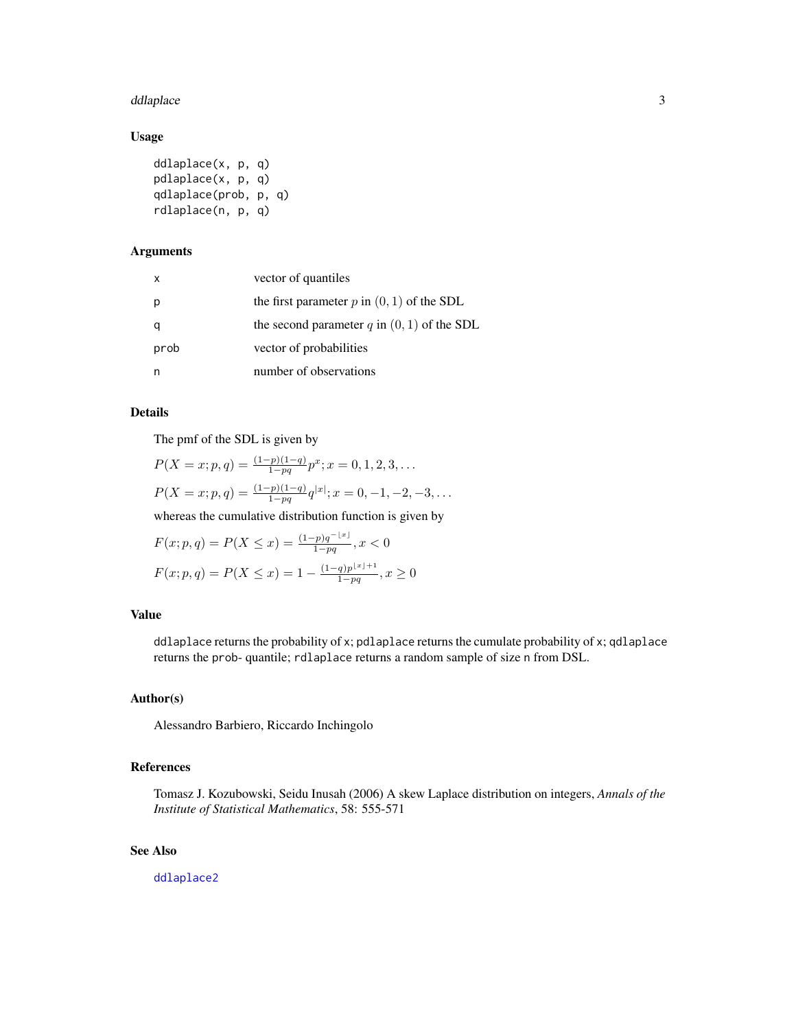## Usage

```
ddlaplace(x, p, q)
pdlaplace(x, p, q)
qdlaplace(prob, p, q)
rdlaplace(n, p, q)
```

## Arguments

| | |
|---|---|
| x | vector of quantiles |
| p | the first parameter $p$ in $(0, 1)$ of the SDL |
| q | the second parameter $q$ in $(0, 1)$ of the SDL |
| prob | vector of probabilities |
| n | number of observations |

## Details

The pmf of the SDL is given by

$P(X = x; p, q) = \frac{(1-p)(1-q)}{1-pq} p^x; x = 0, 1, 2, 3, \ldots$

$P(X = x; p, q) = \frac{(1-p)(1-q)}{1-pq} q^{|x|}; x = 0, -1, -2, -3, \ldots$

whereas the cumulative distribution function is given by

$F(x; p, q) = P(X \leq x) = \frac{(1-p)q^{-\lfloor x \rfloor}}{1-pq}, x < 0$

$F(x; p, q) = P(X \leq x) = 1 - \frac{(1-q)p^{\lfloor x \rfloor + 1}}{1-pq}, x \geq 0$

## Value

`ddlaplace` returns the probability of `x`; `pdlaplace` returns the cumulate probability of `x`; `qdlaplace` returns the `prob`- quantile; `rdlaplace` returns a random sample of size `n` from DSL.

## Author(s)

Alessandro Barbiero, Riccardo Inchingolo

## References

Tomasz J. Kozubowski, Seidu Inusah (2006) A skew Laplace distribution on integers, *Annals of the Institute of Statistical Mathematics*, 58: 555-571

## See Also

`ddlaplace2`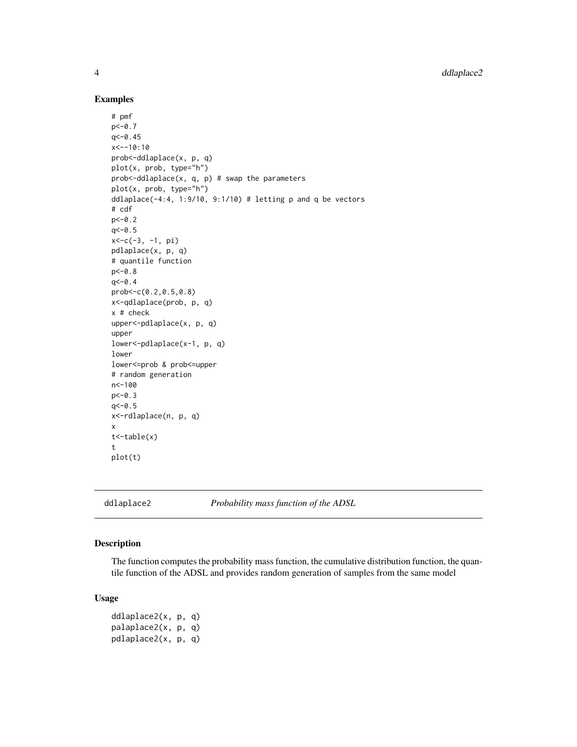## Examples

```
# pmf
p<-0.7
q<-0.45
x<--10:10
prob<-ddlaplace(x, p, q)
plot(x, prob, type="h")
prob<-ddlaplace(x, q, p) # swap the parameters
plot(x, prob, type="h")
ddlaplace(-4:4, 1:9/10, 9:1/10) # letting p and q be vectors
# cdf
p<-0.2
q<-0.5
x<-c(-3, -1, pi)
pdlaplace(x, p, q)
# quantile function
p<-0.8
q<-0.4
prob<-c(0.2,0.5,0.8)
x<-qdlaplace(prob, p, q)
x # check
upper<-pdlaplace(x, p, q)
upper
lower<-pdlaplace(x-1, p, q)
lower
lower<=prob & prob<=upper
# random generation
n<-100
p<-0.3
q<-0.5
x<-rdlaplace(n, p, q)
x
t<-table(x)
t
plot(t)
```

---

`ddlaplace2` *Probability mass function of the ADSL*

---

## Description

The function computes the probability mass function, the cumulative distribution function, the quantile function of the ADSL and provides random generation of samples from the same model

## Usage

```
ddlaplace2(x, p, q)
palaplace2(x, p, q)
pdlaplace2(x, p, q)
```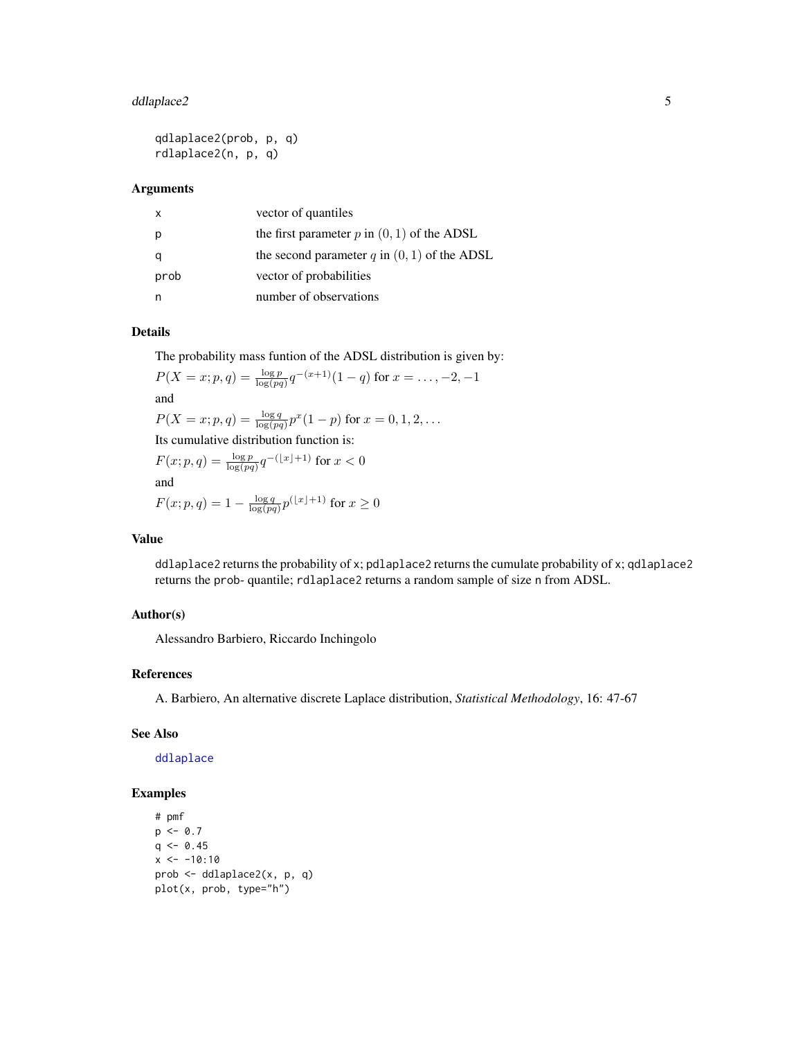```
qdlaplace2(prob, p, q)
rdlaplace2(n, p, q)
```

### Arguments

| | |
|---|---|
| x | vector of quantiles |
| p | the first parameter $p$ in $(0, 1)$ of the ADSL |
| q | the second parameter $q$ in $(0, 1)$ of the ADSL |
| prob | vector of probabilities |
| n | number of observations |

### Details

The probability mass funtion of the ADSL distribution is given by:

$P(X = x; p, q) = \frac{\log p}{\log(pq)} q^{-(x+1)}(1 - q)$ for $x = \ldots, -2, -1$

and

$P(X = x; p, q) = \frac{\log q}{\log(pq)} p^{x}(1 - p)$ for $x = 0, 1, 2, \ldots$

Its cumulative distribution function is:

$F(x; p, q) = \frac{\log p}{\log(pq)} q^{-(\lfloor x \rfloor + 1)}$ for $x < 0$

and

$F(x; p, q) = 1 - \frac{\log q}{\log(pq)} p^{(\lfloor x \rfloor + 1)}$ for $x \geq 0$

### Value

ddlaplace2 returns the probability of x; pdlaplace2 returns the cumulate probability of x; qdlaplace2 returns the prob- quantile; rdlaplace2 returns a random sample of size n from ADSL.

### Author(s)

Alessandro Barbiero, Riccardo Inchingolo

### References

A. Barbiero, An alternative discrete Laplace distribution, *Statistical Methodology*, 16: 47-67

### See Also

ddlaplace

### Examples

```
# pmf
p <- 0.7
q <- 0.45
x <- -10:10
prob <- ddlaplace2(x, p, q)
plot(x, prob, type="h")
```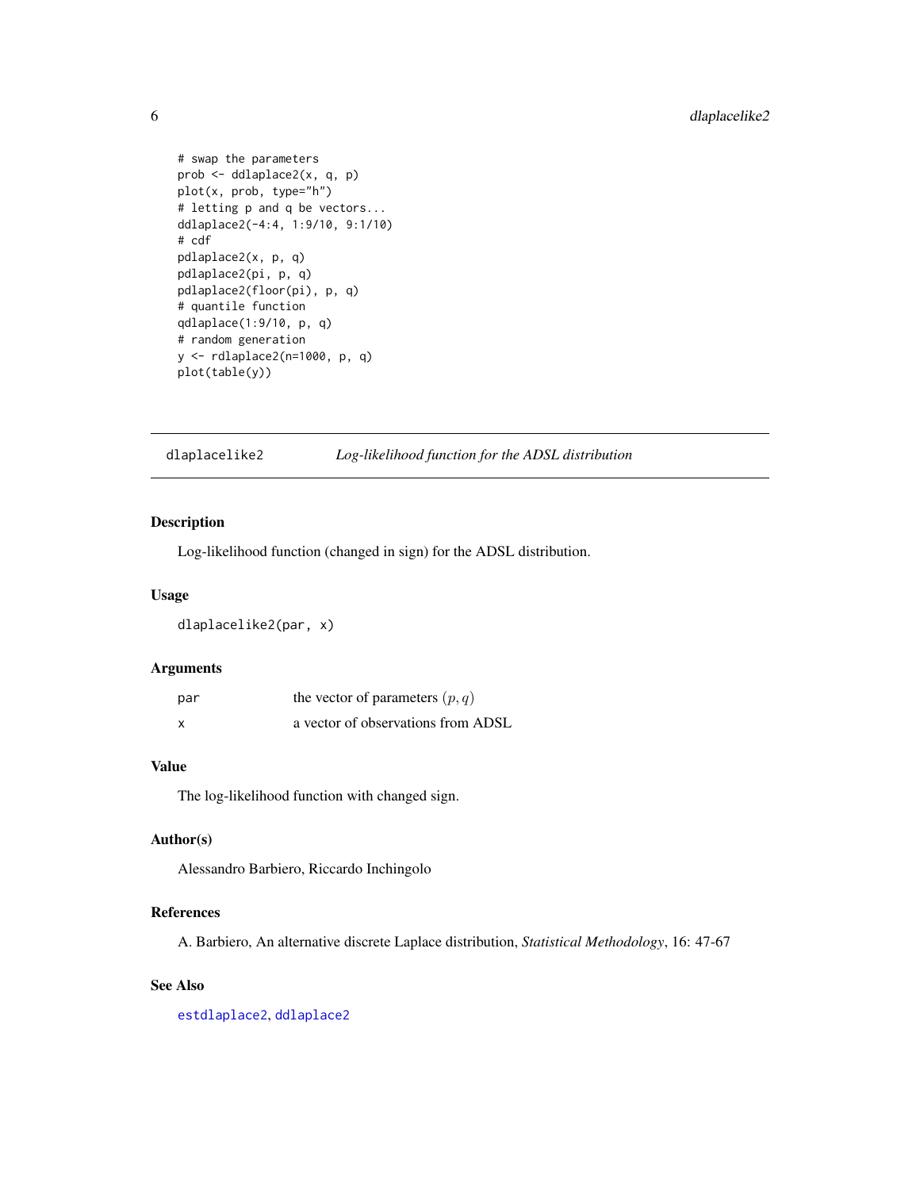```
# swap the parameters
prob <- ddlaplace2(x, q, p)
plot(x, prob, type="h")
# letting p and q be vectors...
ddlaplace2(-4:4, 1:9/10, 9:1/10)
# cdf
pdlaplace2(x, p, q)
pdlaplace2(pi, p, q)
pdlaplace2(floor(pi), p, q)
# quantile function
qdlaplace(1:9/10, p, q)
# random generation
y <- rdlaplace2(n=1000, p, q)
plot(table(y))
```

## dlaplacelike2 *Log-likelihood function for the ADSL distribution*

### Description

Log-likelihood function (changed in sign) for the ADSL distribution.

### Usage

```
dlaplacelike2(par, x)
```

### Arguments

| | |
|---|---|
| par | the vector of parameters $(p, q)$ |
| x | a vector of observations from ADSL |

### Value

The log-likelihood function with changed sign.

### Author(s)

Alessandro Barbiero, Riccardo Inchingolo

### References

A. Barbiero, An alternative discrete Laplace distribution, *Statistical Methodology*, 16: 47-67

### See Also

estdlaplace2, ddlaplace2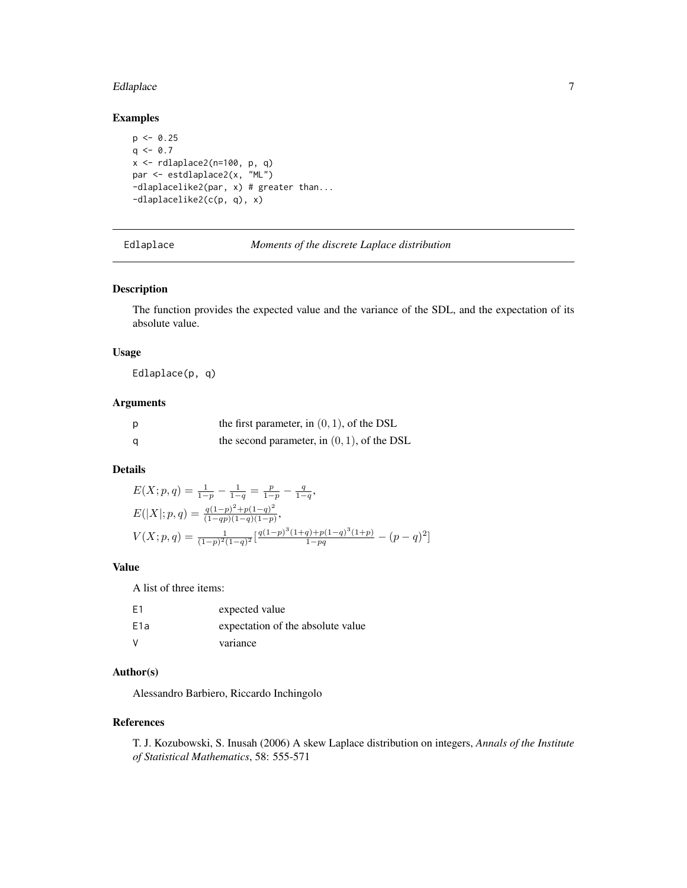## Examples

```
p <- 0.25
q <- 0.7
x <- rdlaplace2(n=100, p, q)
par <- estdlaplace2(x, "ML")
-dlaplacelike2(par, x) # greater than...
-dlaplacelike2(c(p, q), x)
```

---

Edlaplace *Moments of the discrete Laplace distribution*

---

### Description

The function provides the expected value and the variance of the SDL, and the expectation of its absolute value.

### Usage

```
Edlaplace(p, q)
```

### Arguments

| | |
|---|---|
| p | the first parameter, in $(0, 1)$, of the DSL |
| q | the second parameter, in $(0, 1)$, of the DSL |

### Details

$E(X; p, q) = \frac{1}{1-p} - \frac{1}{1-q} = \frac{p}{1-p} - \frac{q}{1-q}$,

$E(|X|; p, q) = \frac{q(1-p)^2 + p(1-q)^2}{(1-qp)(1-q)(1-p)}$,

$V(X; p, q) = \frac{1}{(1-p)^2(1-q)^2}\left[\frac{q(1-p)^3(1+q)+p(1-q)^3(1+p)}{1-pq} - (p-q)^2\right]$

### Value

A list of three items:

| | |
|---|---|
| E1 | expected value |
| E1a | expectation of the absolute value |
| V | variance |

### Author(s)

Alessandro Barbiero, Riccardo Inchingolo

### References

T. J. Kozubowski, S. Inusah (2006) A skew Laplace distribution on integers, *Annals of the Institute of Statistical Mathematics*, 58: 555-571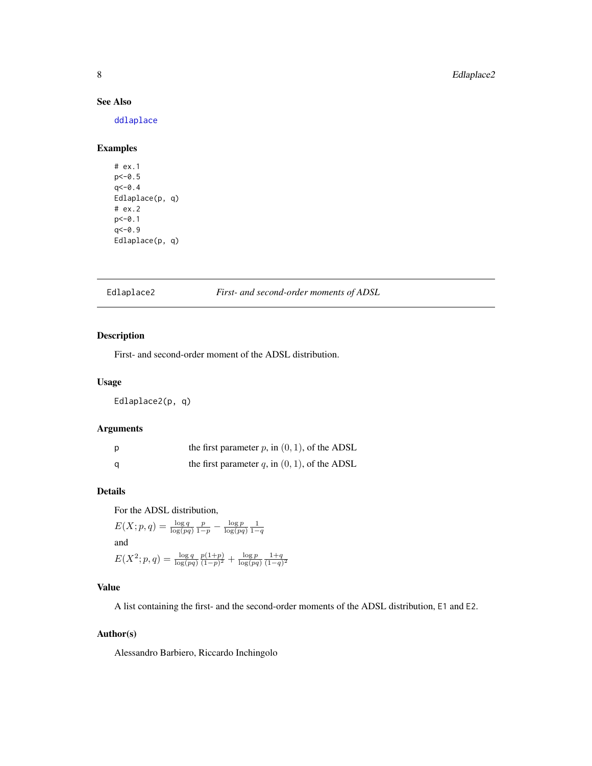### See Also

ddlaplace

### Examples

```
# ex.1
p<-0.5
q<-0.4
Edlaplace(p, q)
# ex.2
p<-0.1
q<-0.9
Edlaplace(p, q)
```

---

## Edlaplace2 — *First- and second-order moments of ADSL*

---

### Description

First- and second-order moment of the ADSL distribution.

### Usage

```
Edlaplace2(p, q)
```

### Arguments

| | |
|---|---|
| p | the first parameter $p$, in $(0, 1)$, of the ADSL |
| q | the first parameter $q$, in $(0, 1)$, of the ADSL |

### Details

For the ADSL distribution,

$E(X; p, q) = \frac{\log q}{\log(pq)} \frac{p}{1-p} - \frac{\log p}{\log(pq)} \frac{1}{1-q}$

and

$E(X^2; p, q) = \frac{\log q}{\log(pq)} \frac{p(1+p)}{(1-p)^2} + \frac{\log p}{\log(pq)} \frac{1+q}{(1-q)^2}$

### Value

A list containing the first- and the second-order moments of the ADSL distribution, E1 and E2.

### Author(s)

Alessandro Barbiero, Riccardo Inchingolo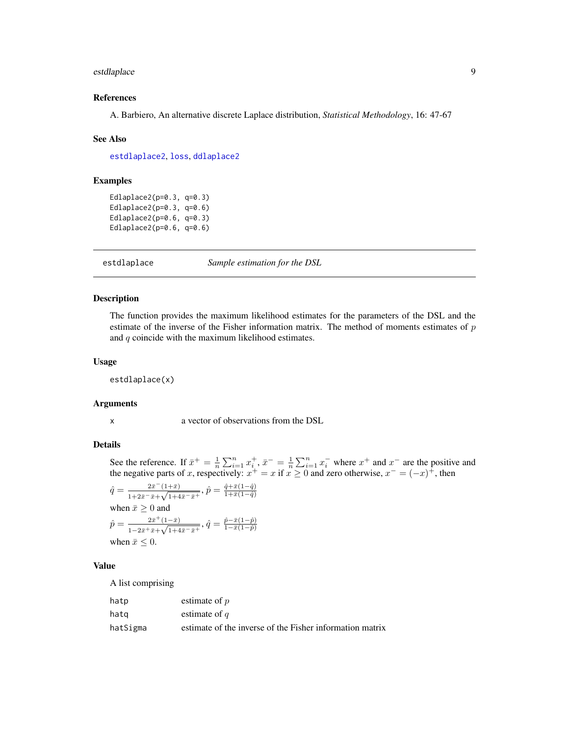### References

A. Barbiero, An alternative discrete Laplace distribution, *Statistical Methodology*, 16: 47-67

### See Also

estdlaplace2, loss, ddlaplace2

### Examples

```
Edlaplace2(p=0.3, q=0.3)
Edlaplace2(p=0.3, q=0.6)
Edlaplace2(p=0.6, q=0.3)
Edlaplace2(p=0.6, q=0.6)
```

---

## estdlaplace — *Sample estimation for the DSL*

### Description

The function provides the maximum likelihood estimates for the parameters of the DSL and the estimate of the inverse of the Fisher information matrix. The method of moments estimates of $p$ and $q$ coincide with the maximum likelihood estimates.

### Usage

```
estdlaplace(x)
```

### Arguments

| | |
|---|---|
| x | a vector of observations from the DSL |

### Details

See the reference. If $\bar{x}^+ = \frac{1}{n}\sum_{i=1}^n x_i^+$, $\bar{x}^- = \frac{1}{n}\sum_{i=1}^n x_i^-$ where $x^+$ and $x^-$ are the positive and the negative parts of $x$, respectively: $x^+ = x$ if $x \geq 0$ and zero otherwise, $x^- = (-x)^+$, then

$\hat{q} = \frac{2\bar{x}^-(1+\bar{x})}{1+2\bar{x}^- \bar{x} + \sqrt{1+4\bar{x}^- \bar{x}^+}}$, $\hat{p} = \frac{\hat{q}+\bar{x}(1-\hat{q})}{1+\bar{x}(1-\hat{q})}$

when $\bar{x} \geq 0$ and

$\hat{p} = \frac{2\bar{x}^+(1-\bar{x})}{1-2\bar{x}^+ \bar{x} + \sqrt{1+4\bar{x}^- \bar{x}^+}}$, $\hat{q} = \frac{\hat{p}-\bar{x}(1-\hat{p})}{1-\bar{x}(1-\hat{p})}$

when $\bar{x} \leq 0$.

### Value

A list comprising

| | |
|---|---|
| hatp | estimate of $p$ |
| hatq | estimate of $q$ |
| hatSigma | estimate of the inverse of the Fisher information matrix |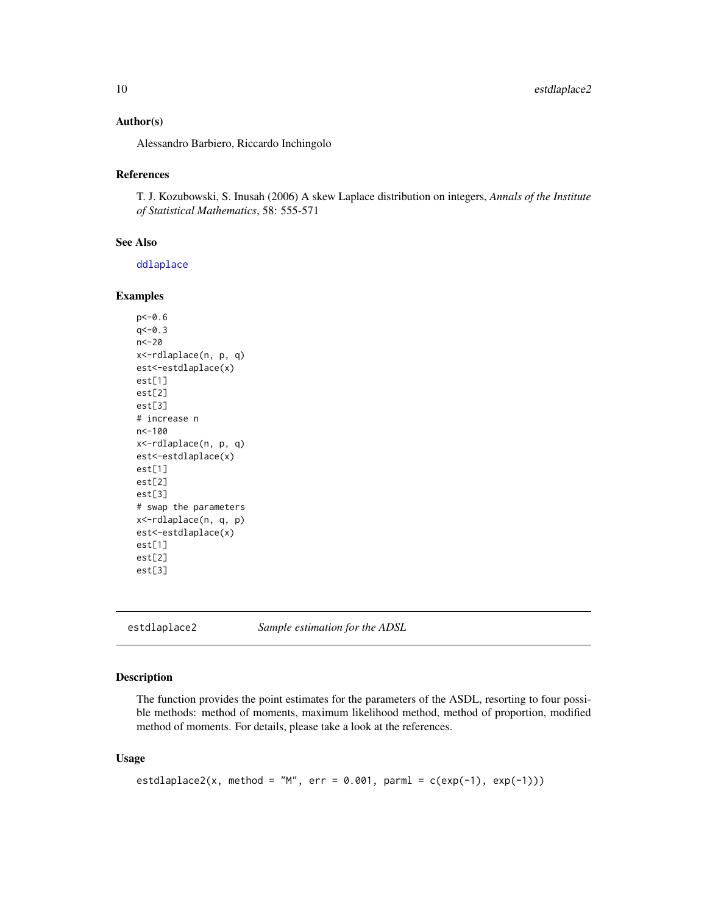### Author(s)

Alessandro Barbiero, Riccardo Inchingolo

### References

T. J. Kozubowski, S. Inusah (2006) A skew Laplace distribution on integers, *Annals of the Institute of Statistical Mathematics*, 58: 555-571

### See Also

ddlaplace

### Examples

```
p<-0.6
q<-0.3
n<-20
x<-rdlaplace(n, p, q)
est<-estdlaplace(x)
est[1]
est[2]
est[3]
# increase n
n<-100
x<-rdlaplace(n, p, q)
est<-estdlaplace(x)
est[1]
est[2]
est[3]
# swap the parameters
x<-rdlaplace(n, q, p)
est<-estdlaplace(x)
est[1]
est[2]
est[3]
```

---

## estdlaplace2 — *Sample estimation for the ADSL*

### Description

The function provides the point estimates for the parameters of the ASDL, resorting to four possible methods: method of moments, maximum likelihood method, method of proportion, modified method of moments. For details, please take a look at the references.

### Usage

```
estdlaplace2(x, method = "M", err = 0.001, parml = c(exp(-1), exp(-1)))
```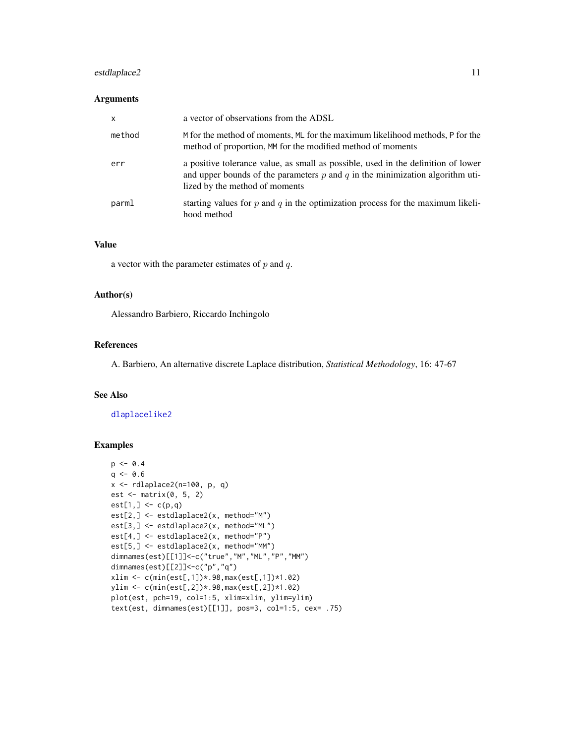## Arguments

| | |
|---|---|
| x | a vector of observations from the ADSL |
| method | M for the method of moments, ML for the maximum likelihood methods, P for the method of proportion, MM for the modified method of moments |
| err | a positive tolerance value, as small as possible, used in the definition of lower and upper bounds of the parameters $p$ and $q$ in the minimization algorithm utilized by the method of moments |
| parml | starting values for $p$ and $q$ in the optimization process for the maximum likelihood method |

## Value

a vector with the parameter estimates of $p$ and $q$.

## Author(s)

Alessandro Barbiero, Riccardo Inchingolo

## References

A. Barbiero, An alternative discrete Laplace distribution, *Statistical Methodology*, 16: 47-67

## See Also

dlaplacelike2

## Examples

```
p <- 0.4
q <- 0.6
x <- rdlaplace2(n=100, p, q)
est <- matrix(0, 5, 2)
est[1,] <- c(p,q)
est[2,] <- estdlaplace2(x, method="M")
est[3,] <- estdlaplace2(x, method="ML")
est[4,] <- estdlaplace2(x, method="P")
est[5,] <- estdlaplace2(x, method="MM")
dimnames(est)[[1]]<-c("true","M","ML","P","MM")
dimnames(est)[[2]]<-c("p","q")
xlim <- c(min(est[,1])*.98,max(est[,1])*1.02)
ylim <- c(min(est[,2])*.98,max(est[,2])*1.02)
plot(est, pch=19, col=1:5, xlim=xlim, ylim=ylim)
text(est, dimnames(est)[[1]], pos=3, col=1:5, cex= .75)
```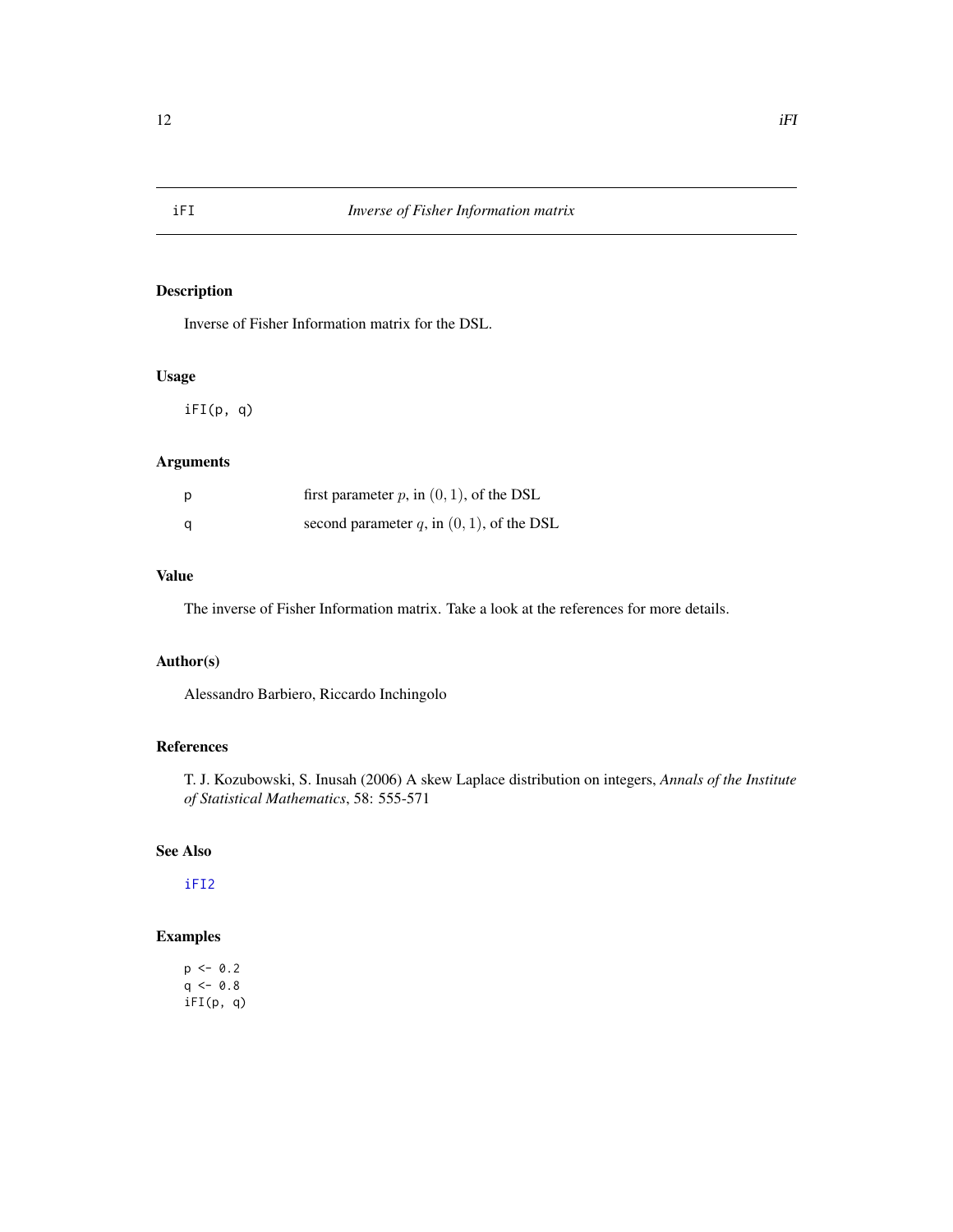# iFI — *Inverse of Fisher Information matrix*

## Description

Inverse of Fisher Information matrix for the DSL.

## Usage

```
iFI(p, q)
```

## Arguments

| | |
|---|---|
| p | first parameter $p$, in $(0, 1)$, of the DSL |
| q | second parameter $q$, in $(0, 1)$, of the DSL |

## Value

The inverse of Fisher Information matrix. Take a look at the references for more details.

## Author(s)

Alessandro Barbiero, Riccardo Inchingolo

## References

T. J. Kozubowski, S. Inusah (2006) A skew Laplace distribution on integers, *Annals of the Institute of Statistical Mathematics*, 58: 555-571

## See Also

iFI2

## Examples

```
p <- 0.2
q <- 0.8
iFI(p, q)
```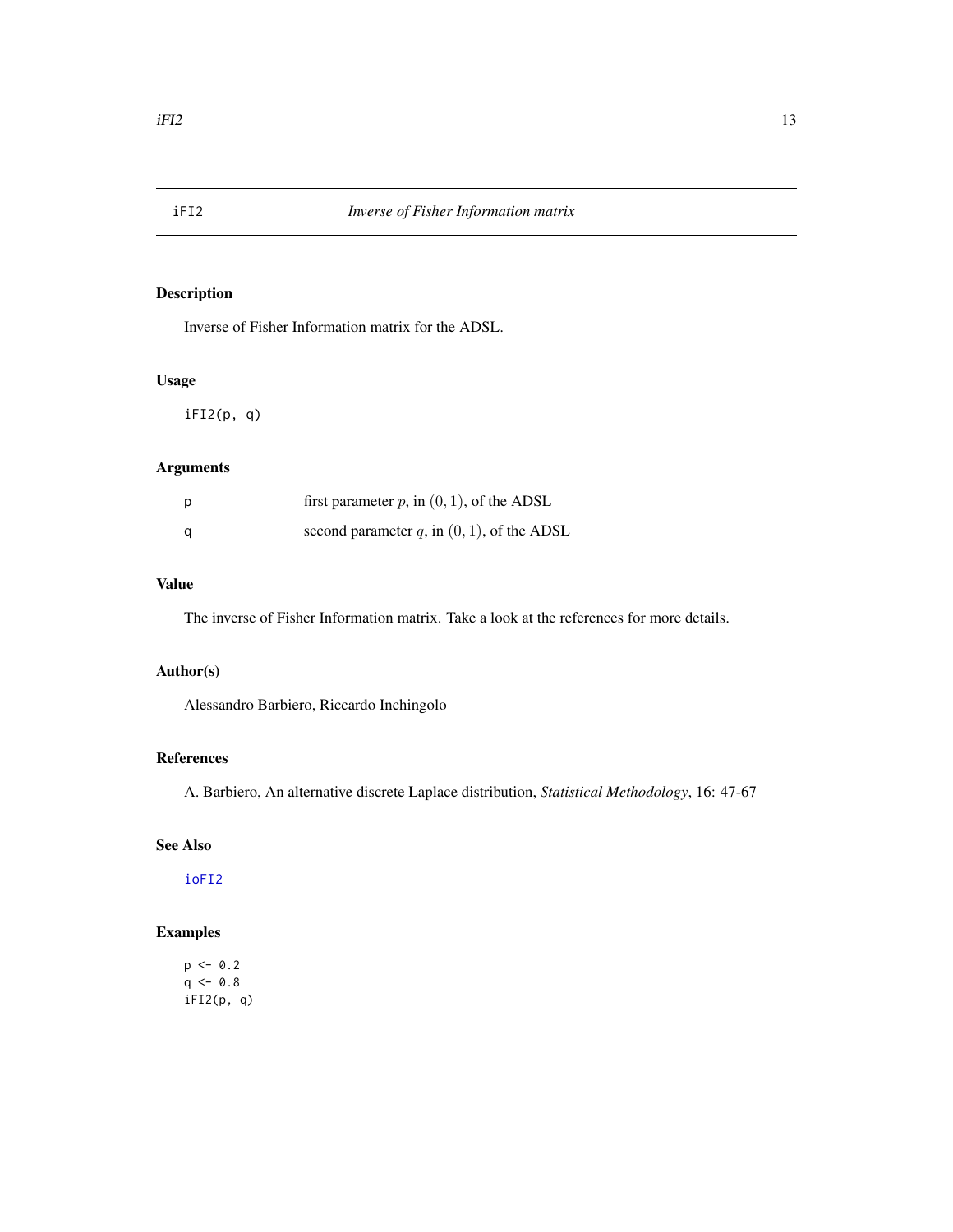# iFI2 — *Inverse of Fisher Information matrix*

## Description

Inverse of Fisher Information matrix for the ADSL.

## Usage

```
iFI2(p, q)
```

## Arguments

| | |
|---|---|
| p | first parameter $p$, in $(0, 1)$, of the ADSL |
| q | second parameter $q$, in $(0, 1)$, of the ADSL |

## Value

The inverse of Fisher Information matrix. Take a look at the references for more details.

## Author(s)

Alessandro Barbiero, Riccardo Inchingolo

## References

A. Barbiero, An alternative discrete Laplace distribution, *Statistical Methodology*, 16: 47-67

## See Also

ioFI2

## Examples

```
p <- 0.2
q <- 0.8
iFI2(p, q)
```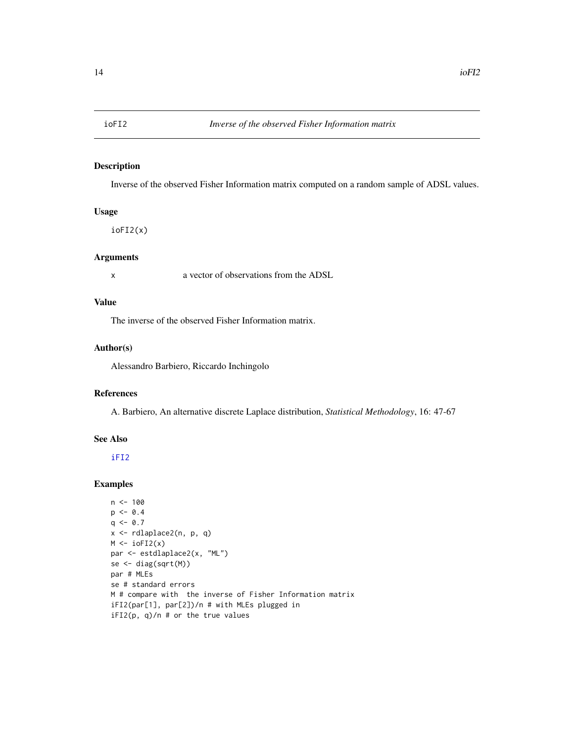## ioFI2 — *Inverse of the observed Fisher Information matrix*

### Description

Inverse of the observed Fisher Information matrix computed on a random sample of ADSL values.

### Usage

```
ioFI2(x)
```

### Arguments

| | |
|---|---|
| x | a vector of observations from the ADSL |

### Value

The inverse of the observed Fisher Information matrix.

### Author(s)

Alessandro Barbiero, Riccardo Inchingolo

### References

A. Barbiero, An alternative discrete Laplace distribution, *Statistical Methodology*, 16: 47-67

### See Also

iFI2

### Examples

```
n <- 100
p <- 0.4
q <- 0.7
x <- rdlaplace2(n, p, q)
M <- ioFI2(x)
par <- estdlaplace2(x, "ML")
se <- diag(sqrt(M))
par # MLEs
se # standard errors
M # compare with  the inverse of Fisher Information matrix
iFI2(par[1], par[2])/n # with MLEs plugged in
iFI2(p, q)/n # or the true values
```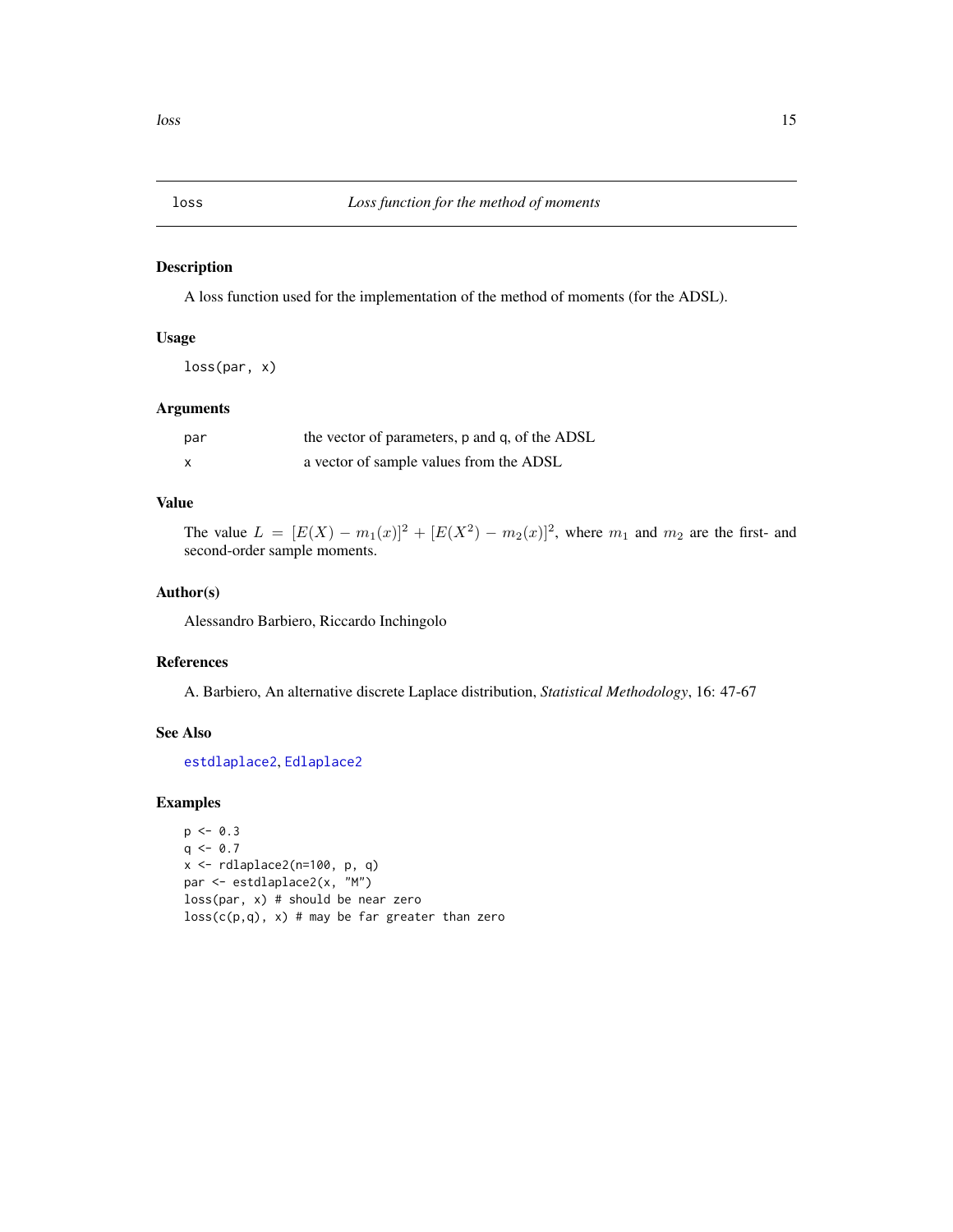## loss *Loss function for the method of moments*

### Description

A loss function used for the implementation of the method of moments (for the ADSL).

### Usage

```
loss(par, x)
```

### Arguments

| | |
|---|---|
| `par` | the vector of parameters, p and q, of the ADSL |
| `x` | a vector of sample values from the ADSL |

### Value

The value $L = [E(X) - m_1(x)]^2 + [E(X^2) - m_2(x)]^2$, where $m_1$ and $m_2$ are the first- and second-order sample moments.

### Author(s)

Alessandro Barbiero, Riccardo Inchingolo

### References

A. Barbiero, An alternative discrete Laplace distribution, *Statistical Methodology*, 16: 47-67

### See Also

estdlaplace2, Edlaplace2

### Examples

```
p <- 0.3
q <- 0.7
x <- rdlaplace2(n=100, p, q)
par <- estdlaplace2(x, "M")
loss(par, x) # should be near zero
loss(c(p,q), x) # may be far greater than zero
```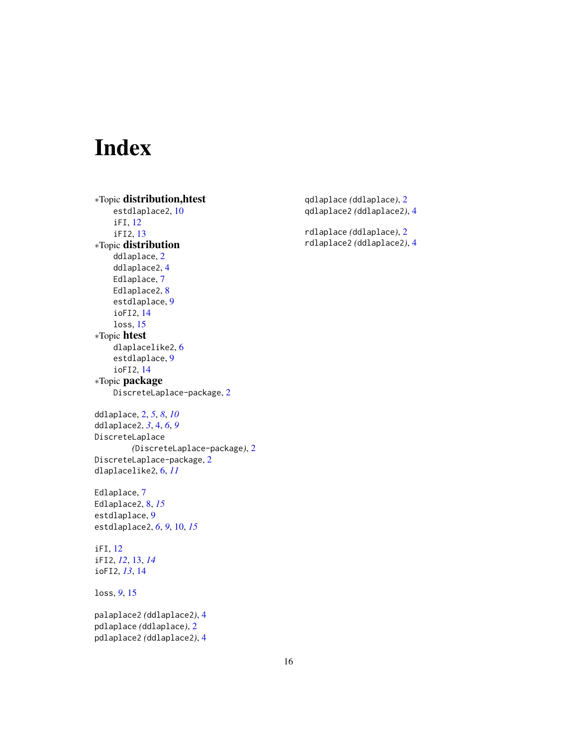# Index

*Topic **distribution,htest**
- estdlaplace2, 10
- iFI, 12
- iFI2, 13

*Topic **distribution**
- ddlaplace, 2
- ddlaplace2, 4
- Edlaplace, 7
- Edlaplace2, 8
- estdlaplace, 9
- ioFI2, 14
- loss, 15

*Topic **htest**
- dlaplacelike2, 6
- estdlaplace, 9
- ioFI2, 14

*Topic **package**
- DiscreteLaplace-package, 2

ddlaplace, 2, *5*, *8*, *10*
ddlaplace2, *3*, 4, *6*, *9*
DiscreteLaplace
    *(*DiscreteLaplace-package*)*, 2
DiscreteLaplace-package, 2
dlaplacelike2, 6, *11*

Edlaplace, 7
Edlaplace2, 8, *15*
estdlaplace, 9
estdlaplace2, *6*, *9*, 10, *15*

iFI, 12
iFI2, *12*, 13, *14*
ioFI2, *13*, 14

loss, *9*, 15

palaplace2 *(*ddlaplace2*)*, 4
pdlaplace *(*ddlaplace*)*, 2
pdlaplace2 *(*ddlaplace2*)*, 4

qdlaplace *(*ddlaplace*)*, 2
qdlaplace2 *(*ddlaplace2*)*, 4

rdlaplace *(*ddlaplace*)*, 2
rdlaplace2 *(*ddlaplace2*)*, 4